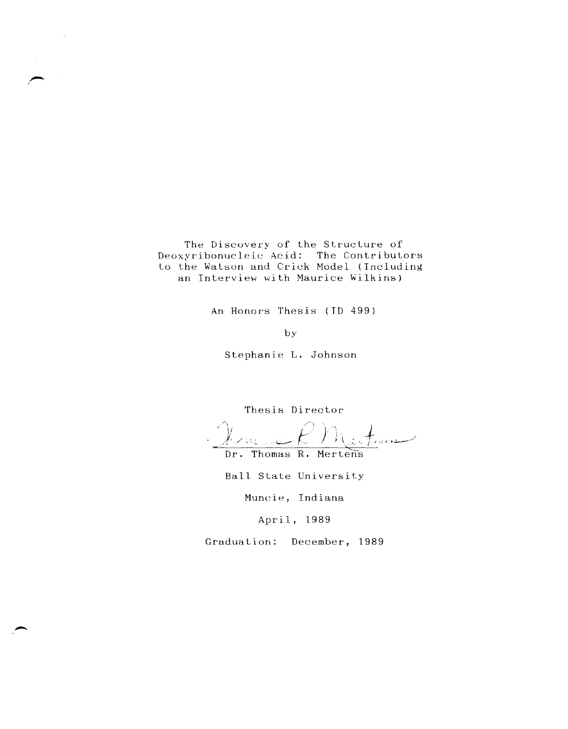# The Discovery of the Structure of Deoxyribonucleic Acid: The Contributors to the Watson and Crick Model (Including an Interview with Maurice Wilkins)

An Honors Thesis (ID 499)

by

Stephanie L. Johnson

Thesis Director

Dr. Thomas R. Mertens

Ball State University

Muncie, Indiana

April, 1989

Graduation: December, 1989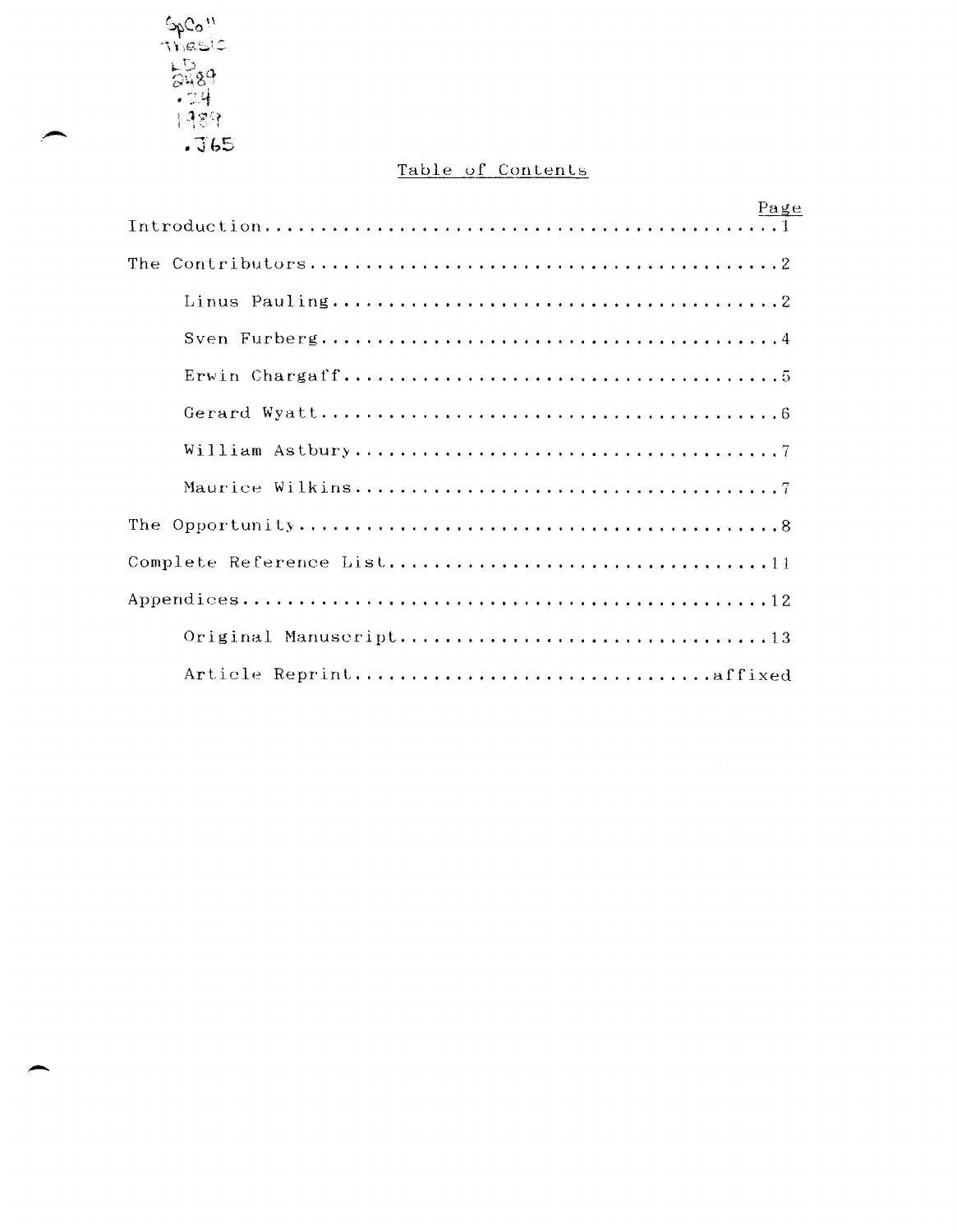SpColl
Thesis
LD
2489
.Z4
1989
.J65

# Table of Contents

| | Page |
|---|---|
| Introduction | 1 |
| The Contributors | 2 |
| Linus Pauling | 2 |
| Sven Furberg | 4 |
| Erwin Chargaff | 5 |
| Gerard Wyatt | 6 |
| William Astbury | 7 |
| Maurice Wilkins | 7 |
| The Opportunity | 8 |
| Complete Reference List | 11 |
| Appendices | 12 |
| Original Manuscript | 13 |
| Article Reprint | affixed |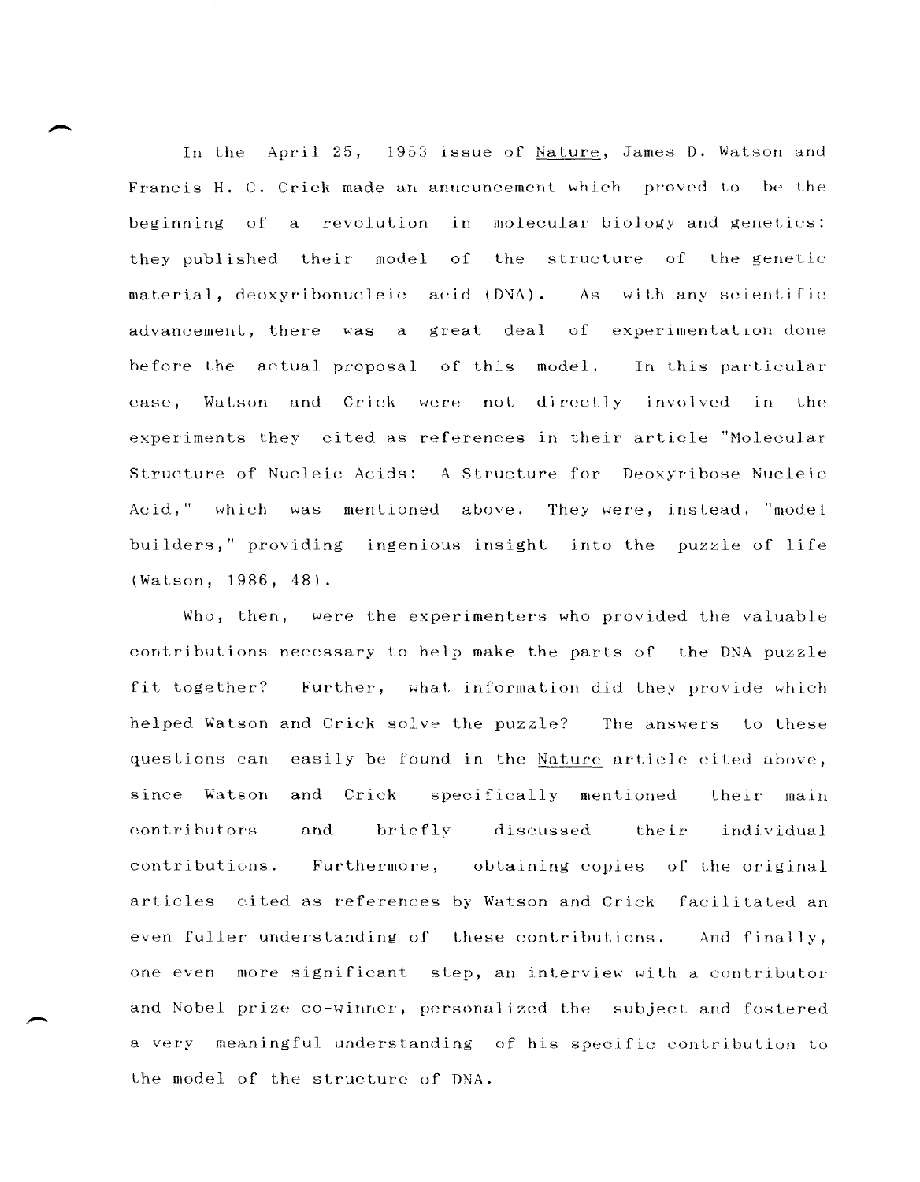In the April 25, 1953 issue of Nature, James D. Watson and Francis H. C. Crick made an announcement which proved to be the beginning of a revolution in molecular biology and genetics: they published their model of the structure of the genetic material, deoxyribonucleic acid (DNA). As with any scientific advancement, there was a great deal of experimentation done before the actual proposal of this model. In this particular case, Watson and Crick were not directly involved in the experiments they cited as references in their article "Molecular Structure of Nucleic Acids: A Structure for Deoxyribose Nucleic Acid," which was mentioned above. They were, instead, "model builders," providing ingenious insight into the puzzle of life (Watson, 1986, 48).

Who, then, were the experimenters who provided the valuable contributions necessary to help make the parts of the DNA puzzle fit together? Further, what information did they provide which helped Watson and Crick solve the puzzle? The answers to these questions can easily be found in the Nature article cited above, since Watson and Crick specifically mentioned their main contributors and briefly discussed their individual contributions. Furthermore, obtaining copies of the original articles cited as references by Watson and Crick facilitated an even fuller understanding of these contributions. And finally, one even more significant step, an interview with a contributor and Nobel prize co-winner, personalized the subject and fostered a very meaningful understanding of his specific contribution to the model of the structure of DNA.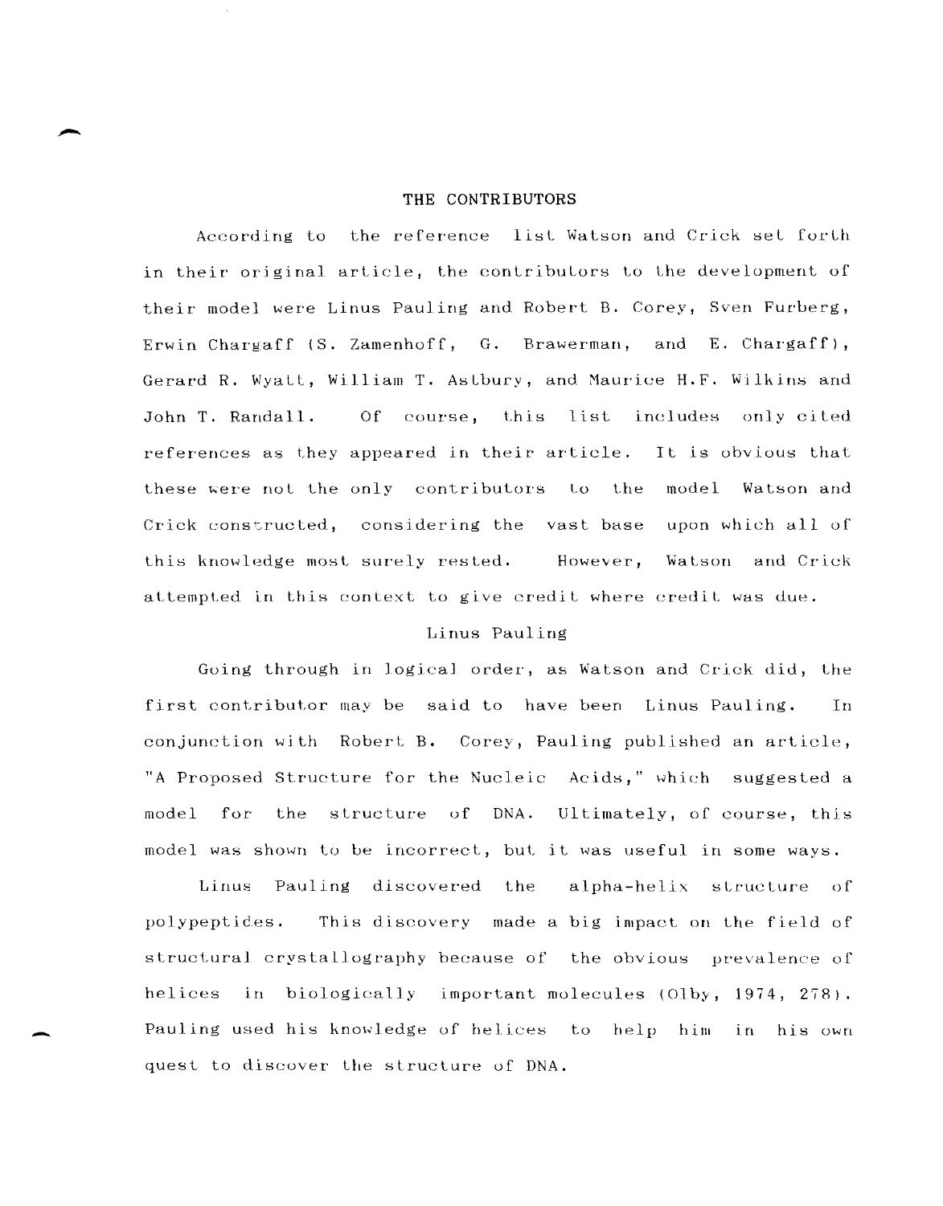## THE CONTRIBUTORS

According to the reference list Watson and Crick set forth in their original article, the contributors to the development of their model were Linus Pauling and Robert B. Corey, Sven Furberg, Erwin Chargaff (S. Zamenhoff, G. Brawerman, and E. Chargaff), Gerard R. Wyatt, William T. Astbury, and Maurice H.F. Wilkins and John T. Randall. Of course, this list includes only cited references as they appeared in their article. It is obvious that these were not the only contributors to the model Watson and Crick constructed, considering the vast base upon which all of this knowledge most surely rested. However, Watson and Crick attempted in this context to give credit where credit was due.

### Linus Pauling

Going through in logical order, as Watson and Crick did, the first contributor may be said to have been Linus Pauling. In conjunction with Robert B. Corey, Pauling published an article, "A Proposed Structure for the Nucleic Acids," which suggested a model for the structure of DNA. Ultimately, of course, this model was shown to be incorrect, but it was useful in some ways.

Linus Pauling discovered the alpha-helix structure of polypeptides. This discovery made a big impact on the field of structural crystallography because of the obvious prevalence of helices in biologically important molecules (Olby, 1974, 278). Pauling used his knowledge of helices to help him in his own quest to discover the structure of DNA.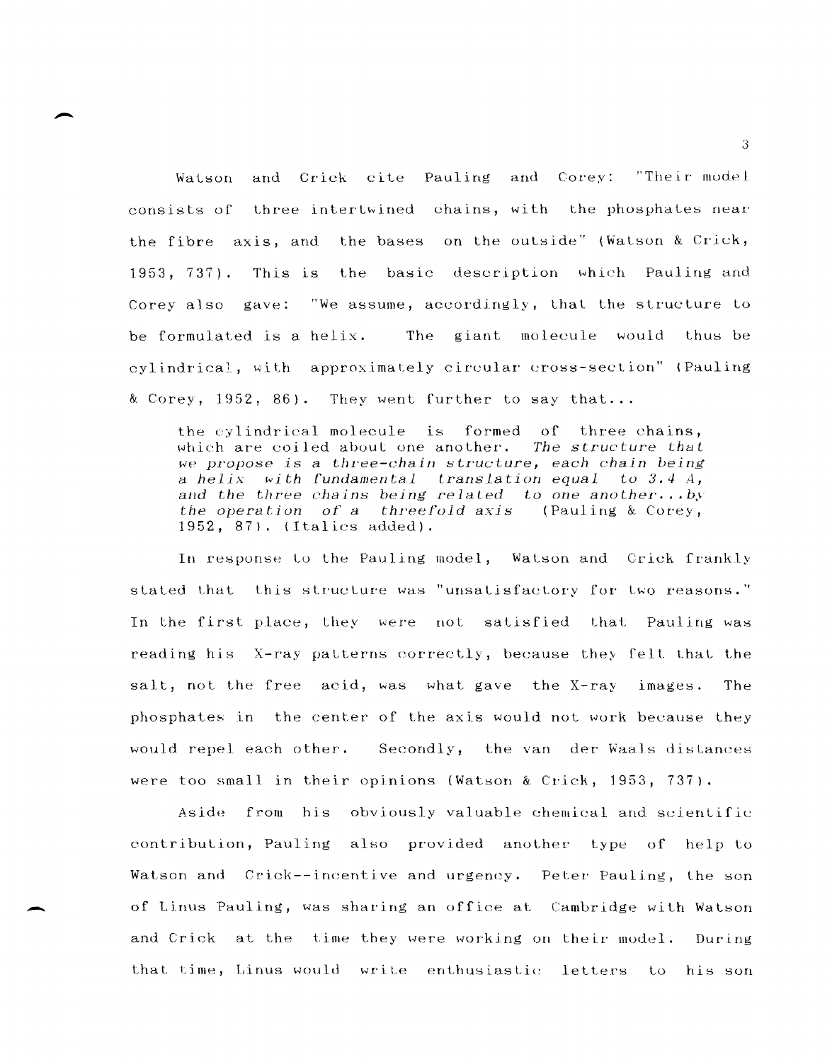Watson and Crick cite Pauling and Corey: "Their model consists of three intertwined chains, with the phosphates near the fibre axis, and the bases on the outside" (Watson & Crick, 1953, 737). This is the basic description which Pauling and Corey also gave: "We assume, accordingly, that the structure to be formulated is a helix. The giant molecule would thus be cylindrical, with approximately circular cross-section" (Pauling & Corey, 1952, 86). They went further to say that...

> the cylindrical molecule is formed of three chains, which are coiled about one another. *The structure that we propose is a three-chain structure, each chain being a helix with fundamental translation equal to 3.4 A, and the three chains being related to one another...by the operation of a threefold axis* (Pauling & Corey, 1952, 87). (Italics added).

In response to the Pauling model, Watson and Crick frankly stated that this structure was "unsatisfactory for two reasons." In the first place, they were not satisfied that Pauling was reading his X-ray patterns correctly, because they felt that the salt, not the free acid, was what gave the X-ray images. The phosphates in the center of the axis would not work because they would repel each other. Secondly, the van der Waals distances were too small in their opinions (Watson & Crick, 1953, 737).

Aside from his obviously valuable chemical and scientific contribution, Pauling also provided another type of help to Watson and Crick--incentive and urgency. Peter Pauling, the son of Linus Pauling, was sharing an office at Cambridge with Watson and Crick at the time they were working on their model. During that time, Linus would write enthusiastic letters to his son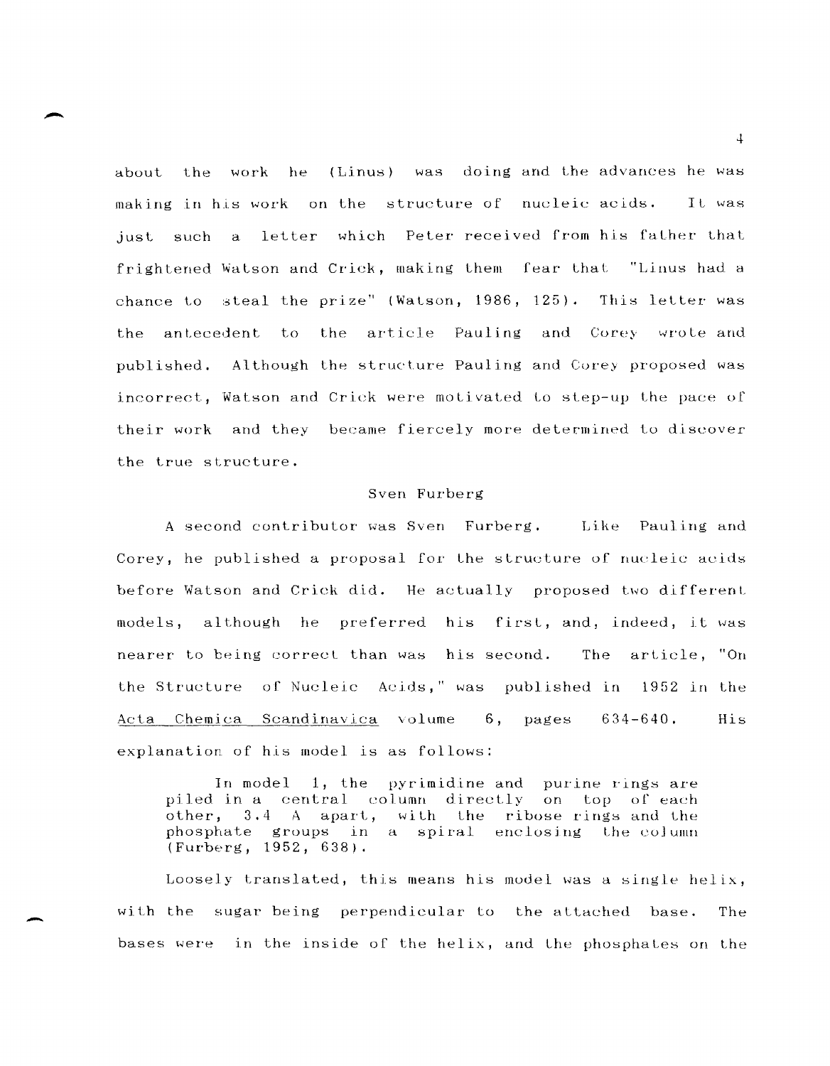about the work he (Linus) was doing and the advances he was making in his work on the structure of nucleic acids. It was just such a letter which Peter received from his father that frightened Watson and Crick, making them fear that "Linus had a chance to steal the prize" (Watson, 1986, 125). This letter was the antecedent to the article Pauling and Corey wrote and published. Although the structure Pauling and Corey proposed was incorrect, Watson and Crick were motivated to step-up the pace of their work and they became fiercely more determined to discover the true structure.

## Sven Furberg

A second contributor was Sven Furberg. Like Pauling and Corey, he published a proposal for the structure of nucleic acids before Watson and Crick did. He actually proposed two different models, although he preferred his first, and, indeed, it was nearer to being correct than was his second. The article, "On the Structure of Nucleic Acids," was published in 1952 in the Acta Chemica Scandinavica volume 6, pages 634-640. His explanation of his model is as follows:

> In model 1, the pyrimidine and purine rings are piled in a central column directly on top of each other, 3.4 A apart, with the ribose rings and the phosphate groups in a spiral enclosing the column (Furberg, 1952, 638).

Loosely translated, this means his model was a single helix, with the sugar being perpendicular to the attached base. The bases were in the inside of the helix, and the phosphates on the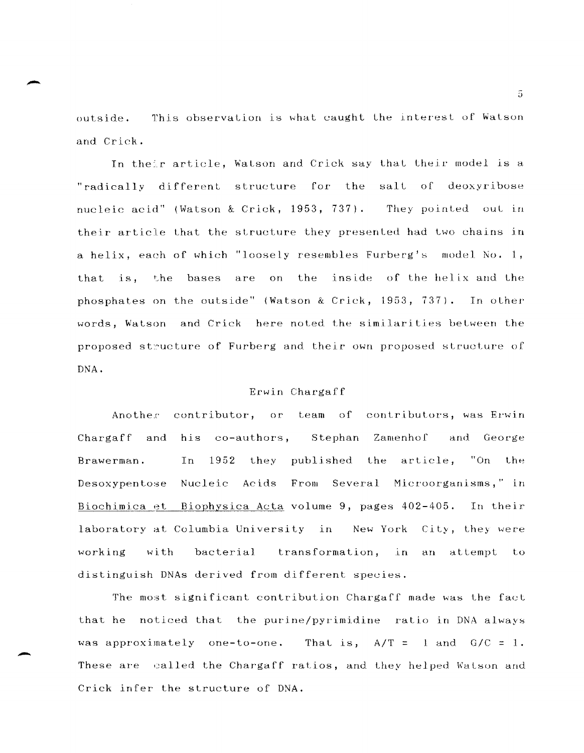outside. This observation is what caught the interest of Watson and Crick.

In their article, Watson and Crick say that their model is a "radically different structure for the salt of deoxyribose nucleic acid" (Watson & Crick, 1953, 737). They pointed out in their article that the structure they presented had two chains in a helix, each of which "loosely resembles Furberg's model No. 1, that is, the bases are on the inside of the helix and the phosphates on the outside" (Watson & Crick, 1953, 737). In other words, Watson and Crick here noted the similarities between the proposed structure of Furberg and their own proposed structure of DNA.

## Erwin Chargaff

Another contributor, or team of contributors, was Erwin Chargaff and his co-authors, Stephan Zamenhof and George Brawerman. In 1952 they published the article, "On the Desoxypentose Nucleic Acids From Several Microorganisms," in Biochimica et Biophysica Acta volume 9, pages 402-405. In their laboratory at Columbia University in New York City, they were working with bacterial transformation, in an attempt to distinguish DNAs derived from different species.

The most significant contribution Chargaff made was the fact that he noticed that the purine/pyrimidine ratio in DNA always was approximately one-to-one. That is, $A/T = 1$ and $G/C = 1$. These are called the Chargaff ratios, and they helped Watson and Crick infer the structure of DNA.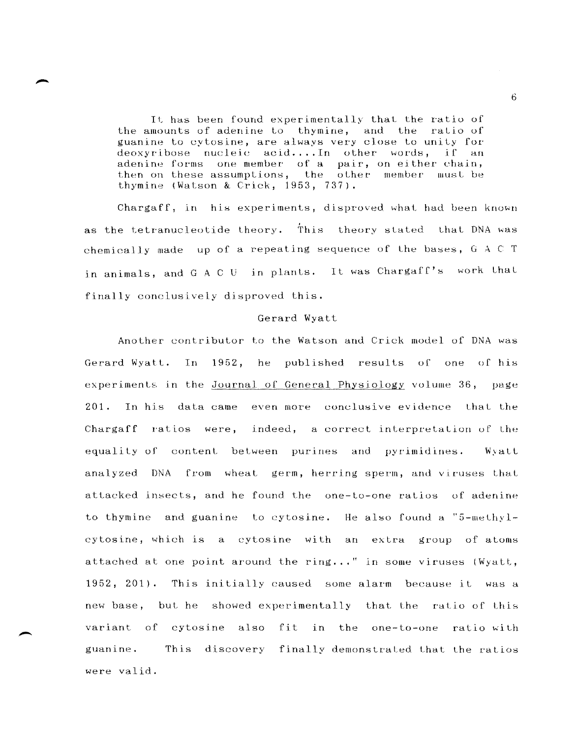> It has been found experimentally that the ratio of the amounts of adenine to thymine, and the ratio of guanine to cytosine, are always very close to unity for deoxyribose nucleic acid....In other words, if an adenine forms one member of a pair, on either chain, then on these assumptions, the other member must be thymine (Watson & Crick, 1953, 737).

Chargaff, in his experiments, disproved what had been known as the tetranucleotide theory. This theory stated that DNA was chemically made up of a repeating sequence of the bases, G A C T in animals, and G A C U in plants. It was Chargaff's work that finally conclusively disproved this.

## Gerard Wyatt

Another contributor to the Watson and Crick model of DNA was Gerard Wyatt. In 1952, he published results of one of his experiments in the Journal of General Physiology volume 36, page 201. In his data came even more conclusive evidence that the Chargaff ratios were, indeed, a correct interpretation of the equality of content between purines and pyrimidines. Wyatt analyzed DNA from wheat germ, herring sperm, and viruses that attacked insects, and he found the one-to-one ratios of adenine to thymine and guanine to cytosine. He also found a "5-methyl-cytosine, which is a cytosine with an extra group of atoms attached at one point around the ring..." in some viruses (Wyatt, 1952, 201). This initially caused some alarm because it was a new base, but he showed experimentally that the ratio of this variant of cytosine also fit in the one-to-one ratio with guanine. This discovery finally demonstrated that the ratios were valid.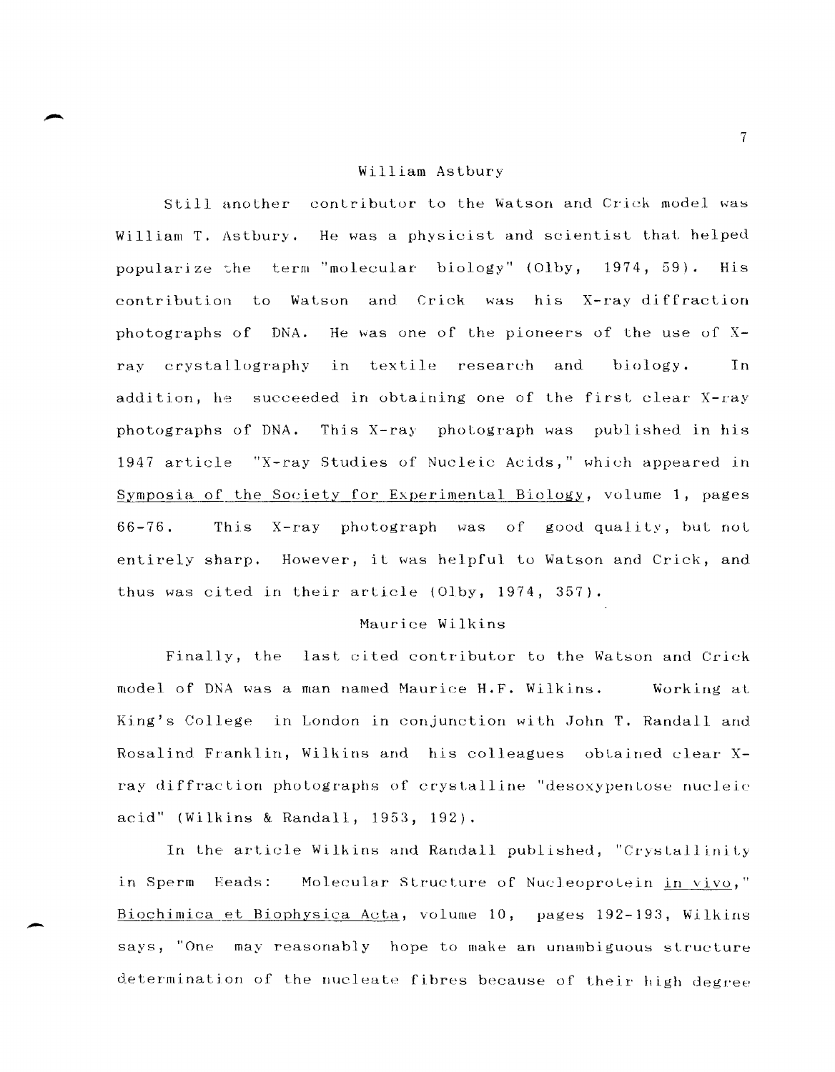## William Astbury

Still another contributor to the Watson and Crick model was William T. Astbury. He was a physicist and scientist that helped popularize the term "molecular biology" (Olby, 1974, 59). His contribution to Watson and Crick was his X-ray diffraction photographs of DNA. He was one of the pioneers of the use of X-ray crystallography in textile research and biology. In addition, he succeeded in obtaining one of the first clear X-ray photographs of DNA. This X-ray photograph was published in his 1947 article "X-ray Studies of Nucleic Acids," which appeared in Symposia of the Society for Experimental Biology, volume 1, pages 66-76. This X-ray photograph was of good quality, but not entirely sharp. However, it was helpful to Watson and Crick, and thus was cited in their article (Olby, 1974, 357).

## Maurice Wilkins

Finally, the last cited contributor to the Watson and Crick model of DNA was a man named Maurice H.F. Wilkins. Working at King's College in London in conjunction with John T. Randall and Rosalind Franklin, Wilkins and his colleagues obtained clear X-ray diffraction photographs of crystalline "desoxypentose nucleic acid" (Wilkins & Randall, 1953, 192).

In the article Wilkins and Randall published, "Crystallinity in Sperm Heads: Molecular Structure of Nucleoprotein in vivo," Biochimica et Biophysica Acta, volume 10, pages 192-193, Wilkins says, "One may reasonably hope to make an unambiguous structure determination of the nucleate fibres because of their high degree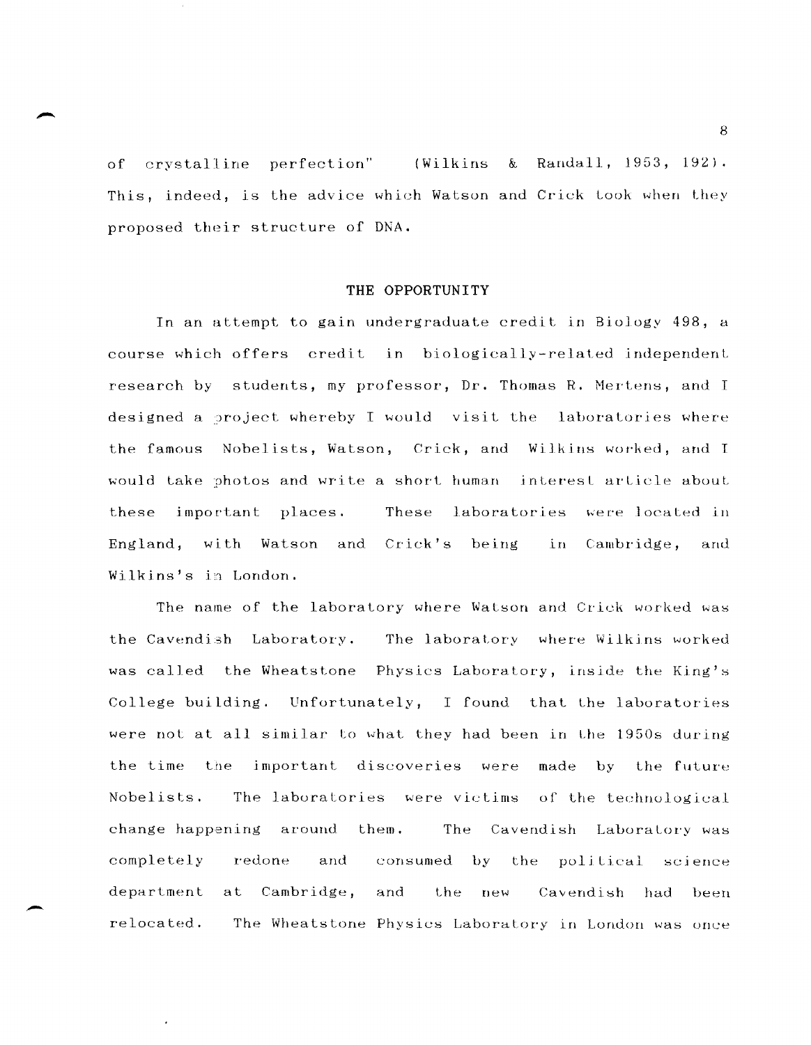of crystalline perfection" (Wilkins & Randall, 1953, 192). This, indeed, is the advice which Watson and Crick took when they proposed their structure of DNA.

## THE OPPORTUNITY

In an attempt to gain undergraduate credit in Biology 498, a course which offers credit in biologically-related independent research by students, my professor, Dr. Thomas R. Mertens, and I designed a project whereby I would visit the laboratories where the famous Nobelists, Watson, Crick, and Wilkins worked, and I would take photos and write a short human interest article about these important places. These laboratories were located in England, with Watson and Crick's being in Cambridge, and Wilkins's in London.

The name of the laboratory where Watson and Crick worked was the Cavendish Laboratory. The laboratory where Wilkins worked was called the Wheatstone Physics Laboratory, inside the King's College building. Unfortunately, I found that the laboratories were not at all similar to what they had been in the 1950s during the time the important discoveries were made by the future Nobelists. The laboratories were victims of the technological change happening around them. The Cavendish Laboratory was completely redone and consumed by the political science department at Cambridge, and the new Cavendish had been relocated. The Wheatstone Physics Laboratory in London was once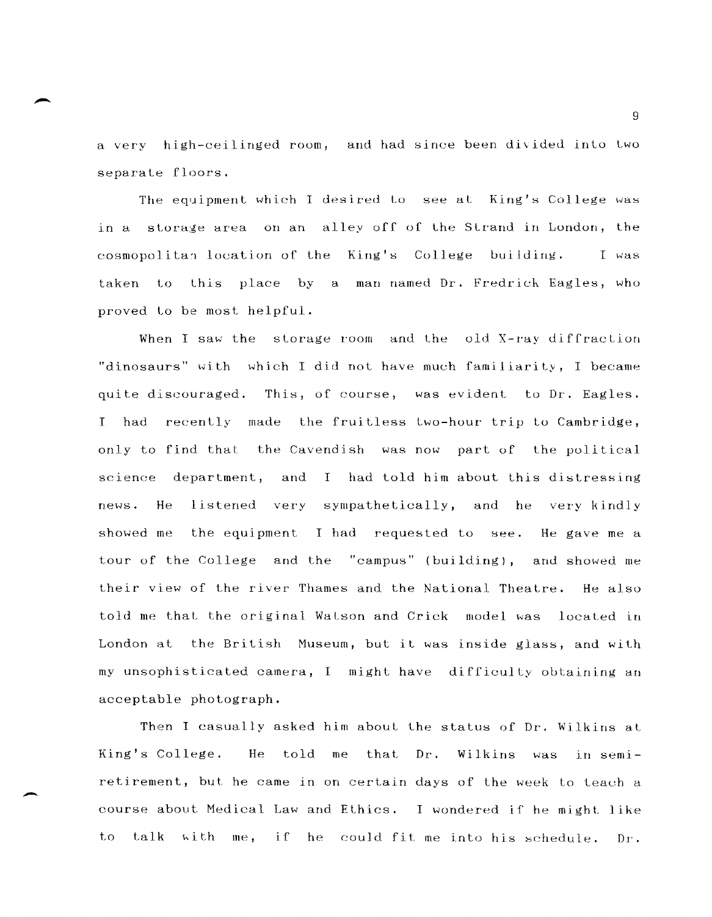a very high-ceilinged room, and had since been divided into two separate floors.

The equipment which I desired to see at King's College was in a storage area on an alley off of the Strand in London, the cosmopolitan location of the King's College building. I was taken to this place by a man named Dr. Fredrick Eagles, who proved to be most helpful.

When I saw the storage room and the old X-ray diffraction "dinosaurs" with which I did not have much familiarity, I became quite discouraged. This, of course, was evident to Dr. Eagles. I had recently made the fruitless two-hour trip to Cambridge, only to find that the Cavendish was now part of the political science department, and I had told him about this distressing news. He listened very sympathetically, and he very kindly showed me the equipment I had requested to see. He gave me a tour of the College and the "campus" (building), and showed me their view of the river Thames and the National Theatre. He also told me that the original Watson and Crick model was located in London at the British Museum, but it was inside glass, and with my unsophisticated camera, I might have difficulty obtaining an acceptable photograph.

Then I casually asked him about the status of Dr. Wilkins at King's College. He told me that Dr. Wilkins was in semi-retirement, but he came in on certain days of the week to teach a course about Medical Law and Ethics. I wondered if he might like to talk with me, if he could fit me into his schedule. Dr.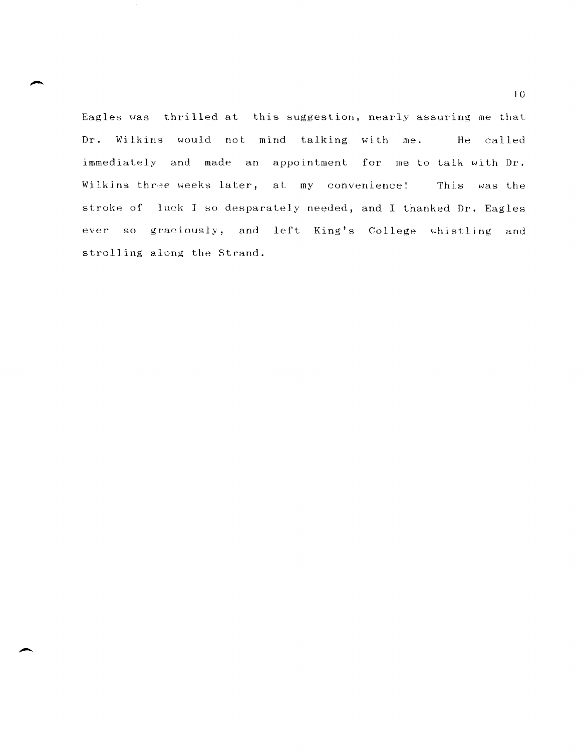Eagles was thrilled at this suggestion, nearly assuring me that Dr. Wilkins would not mind talking with me. He called immediately and made an appointment for me to talk with Dr. Wilkins three weeks later, at my convenience! This was the stroke of luck I so desparately needed, and I thanked Dr. Eagles ever so graciously, and left King's College whistling and strolling along the Strand.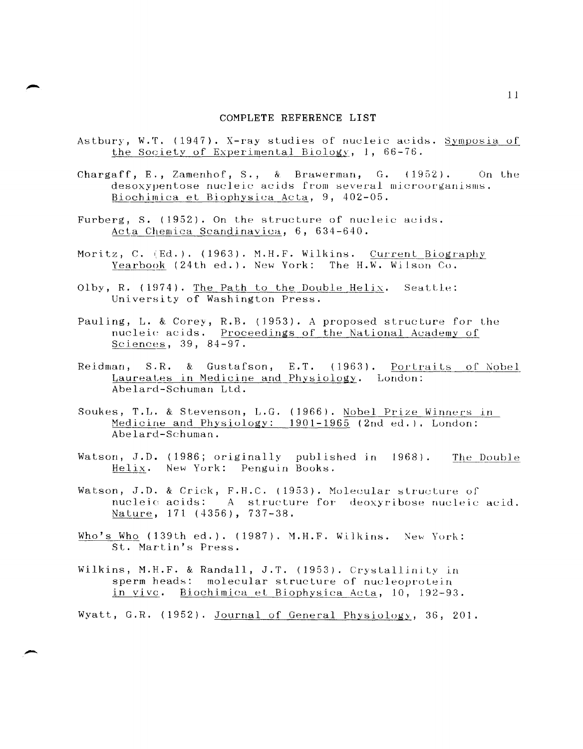## COMPLETE REFERENCE LIST

Astbury, W.T. (1947). X-ray studies of nucleic acids. Symposia of the Society of Experimental Biology, 1, 66-76.

Chargaff, E., Zamenhof, S., & Brawerman, G. (1952). On the desoxypentose nucleic acids from several microorganisms. Biochimica et Biophysica Acta, 9, 402-05.

Furberg, S. (1952). On the structure of nucleic acids. Acta Chemica Scandinavica, 6, 634-640.

Moritz, C. (Ed.). (1963). M.H.F. Wilkins. Current Biography Yearbook (24th ed.). New York: The H.W. Wilson Co.

Olby, R. (1974). The Path to the Double Helix. Seattle: University of Washington Press.

Pauling, L. & Corey, R.B. (1953). A proposed structure for the nucleic acids. Proceedings of the National Academy of Sciences, 39, 84-97.

Reidman, S.R. & Gustafson, E.T. (1963). Portraits of Nobel Laureates in Medicine and Physiology. London: Abelard-Schuman Ltd.

Soukes, T.L. & Stevenson, L.G. (1966). Nobel Prize Winners in Medicine and Physiology: 1901-1965 (2nd ed.). London: Abelard-Schuman.

Watson, J.D. (1986; originally published in 1968). The Double Helix. New York: Penguin Books.

Watson, J.D. & Crick, F.H.C. (1953). Molecular structure of nucleic acids: A structure for deoxyribose nucleic acid. Nature, 171 (4356), 737-38.

Who's Who (139th ed.). (1987). M.H.F. Wilkins. New York: St. Martin's Press.

Wilkins, M.H.F. & Randall, J.T. (1953). Crystallinity in sperm heads: molecular structure of nucleoprotein in vivo. Biochimica et Biophysica Acta, 10, 192-93.

Wyatt, G.R. (1952). Journal of General Physiology, 36, 201.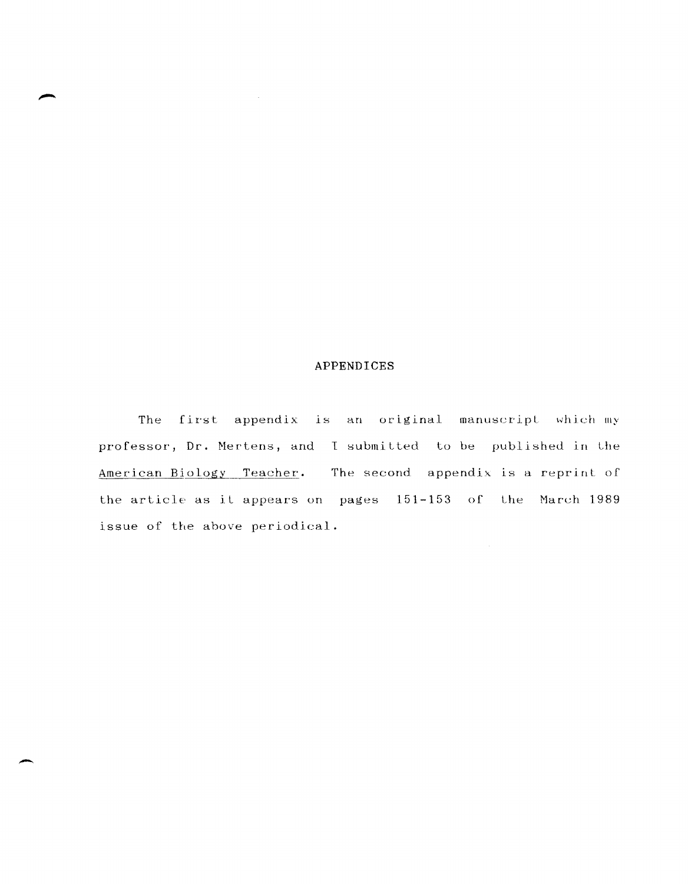# APPENDICES

The first appendix is an original manuscript which my professor, Dr. Mertens, and I submitted to be published in the American Biology Teacher. The second appendix is a reprint of the article as it appears on pages 151-153 of the March 1989 issue of the above periodical.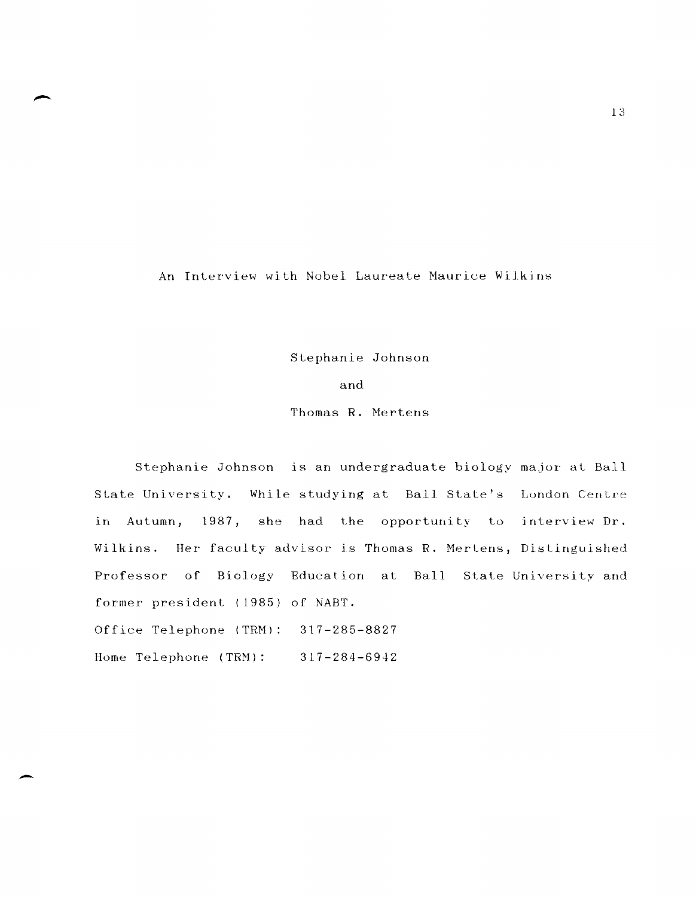# An Interview with Nobel Laureate Maurice Wilkins

Stephanie Johnson

and

Thomas R. Mertens

Stephanie Johnson is an undergraduate biology major at Ball State University. While studying at Ball State's London Centre in Autumn, 1987, she had the opportunity to interview Dr. Wilkins. Her faculty advisor is Thomas R. Mertens, Distinguished Professor of Biology Education at Ball State University and former president (1985) of NABT.

Office Telephone (TRM): 317-285-8827

Home Telephone (TRM): 317-284-6942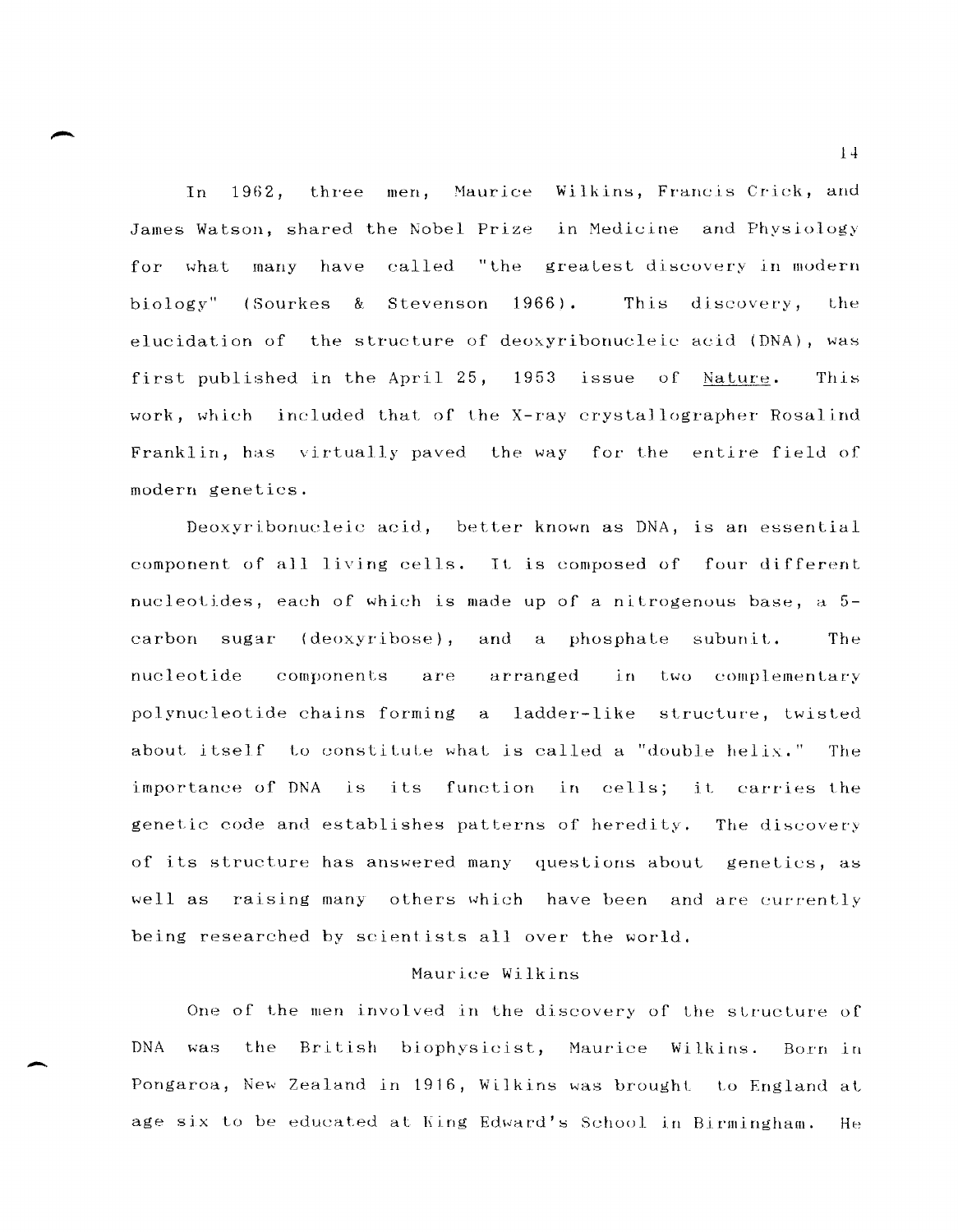In 1962, three men, Maurice Wilkins, Francis Crick, and James Watson, shared the Nobel Prize in Medicine and Physiology for what many have called "the greatest discovery in modern biology" (Sourkes & Stevenson 1966). This discovery, the elucidation of the structure of deoxyribonucleic acid (DNA), was first published in the April 25, 1953 issue of Nature. This work, which included that of the X-ray crystallographer Rosalind Franklin, has virtually paved the way for the entire field of modern genetics.

Deoxyribonucleic acid, better known as DNA, is an essential component of all living cells. It is composed of four different nucleotides, each of which is made up of a nitrogenous base, a 5-carbon sugar (deoxyribose), and a phosphate subunit. The nucleotide components are arranged in two complementary polynucleotide chains forming a ladder-like structure, twisted about itself to constitute what is called a "double helix." The importance of DNA is its function in cells; it carries the genetic code and establishes patterns of heredity. The discovery of its structure has answered many questions about genetics, as well as raising many others which have been and are currently being researched by scientists all over the world.

## Maurice Wilkins

One of the men involved in the discovery of the structure of DNA was the British biophysicist, Maurice Wilkins. Born in Pongaroa, New Zealand in 1916, Wilkins was brought to England at age six to be educated at King Edward's School in Birmingham. He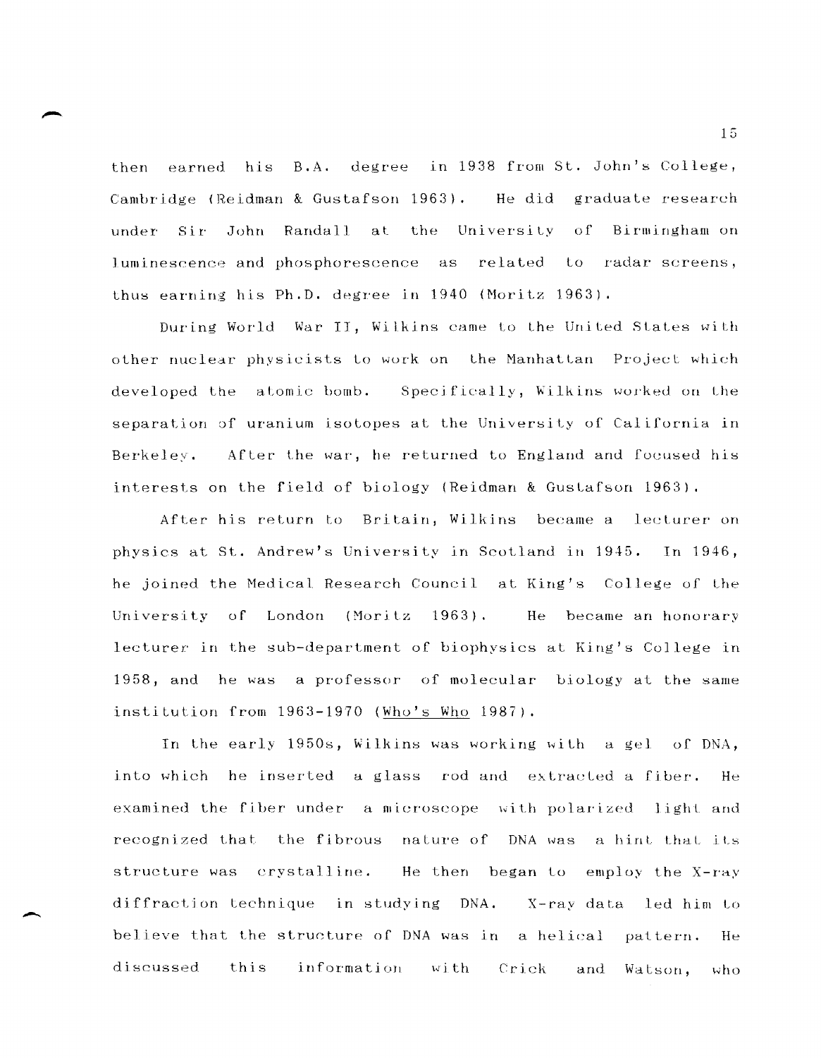then earned his B.A. degree in 1938 from St. John's College, Cambridge (Reidman & Gustafson 1963). He did graduate research under Sir John Randall at the University of Birmingham on luminescence and phosphorescence as related to radar screens, thus earning his Ph.D. degree in 1940 (Moritz 1963).

During World War II, Wilkins came to the United States with other nuclear physicists to work on the Manhattan Project which developed the atomic bomb. Specifically, Wilkins worked on the separation of uranium isotopes at the University of California in Berkeley. After the war, he returned to England and focused his interests on the field of biology (Reidman & Gustafson 1963).

After his return to Britain, Wilkins became a lecturer on physics at St. Andrew's University in Scotland in 1945. In 1946, he joined the Medical Research Council at King's College of the University of London (Moritz 1963). He became an honorary lecturer in the sub-department of biophysics at King's College in 1958, and he was a professor of molecular biology at the same institution from 1963-1970 (<u>Who's Who</u> 1987).

In the early 1950s, Wilkins was working with a gel of DNA, into which he inserted a glass rod and extracted a fiber. He examined the fiber under a microscope with polarized light and recognized that the fibrous nature of DNA was a hint that its structure was crystalline. He then began to employ the X-ray diffraction technique in studying DNA. X-ray data led him to believe that the structure of DNA was in a helical pattern. He discussed this information with Crick and Watson, who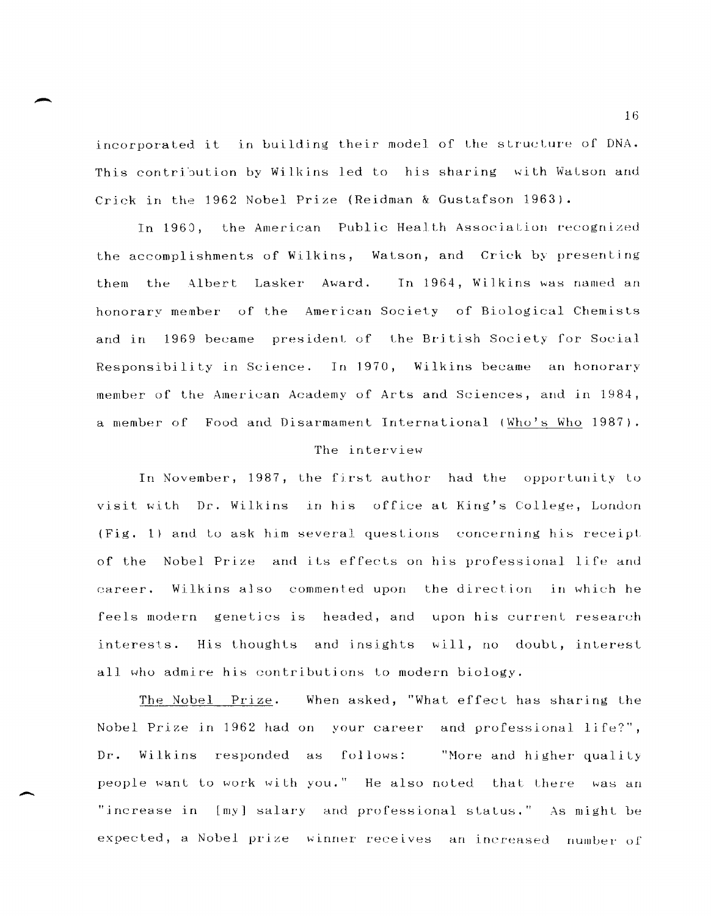incorporated it in building their model of the structure of DNA. This contribution by Wilkins led to his sharing with Watson and Crick in the 1962 Nobel Prize (Reidman & Gustafson 1963).

In 1960, the American Public Health Association recognized the accomplishments of Wilkins, Watson, and Crick by presenting them the Albert Lasker Award. In 1964, Wilkins was named an honorary member of the American Society of Biological Chemists and in 1969 became president of the British Society for Social Responsibility in Science. In 1970, Wilkins became an honorary member of the American Academy of Arts and Sciences, and in 1984, a member of Food and Disarmament International (Who's Who 1987).

## The interview

In November, 1987, the first author had the opportunity to visit with Dr. Wilkins in his office at King's College, London (Fig. 1) and to ask him several questions concerning his receipt of the Nobel Prize and its effects on his professional life and career. Wilkins also commented upon the direction in which he feels modern genetics is headed, and upon his current research interests. His thoughts and insights will, no doubt, interest all who admire his contributions to modern biology.

The Nobel Prize. When asked, "What effect has sharing the Nobel Prize in 1962 had on your career and professional life?", Dr. Wilkins responded as follows: "More and higher quality people want to work with you." He also noted that there was an "increase in [my] salary and professional status." As might be expected, a Nobel prize winner receives an increased number of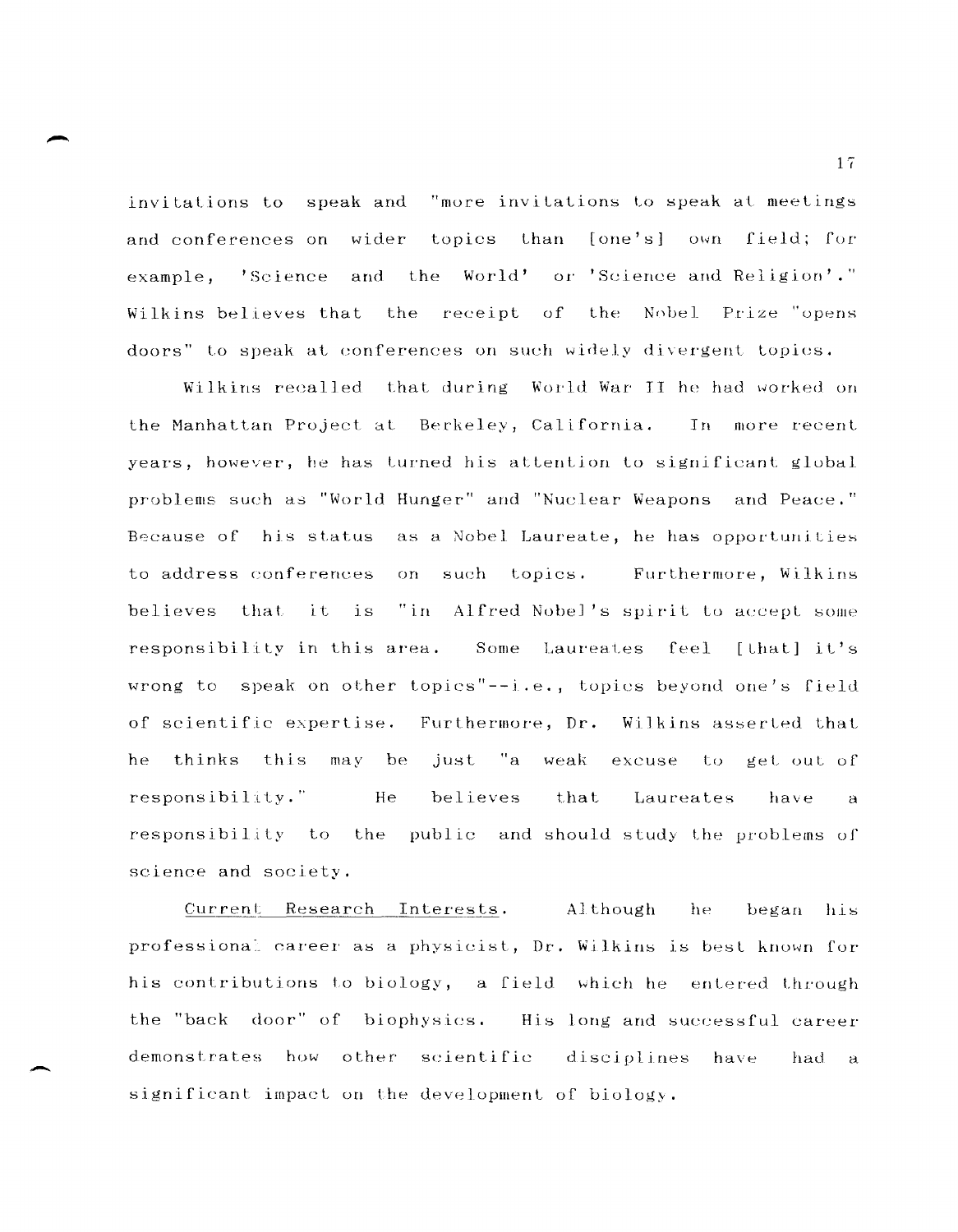invitations to speak and "more invitations to speak at meetings and conferences on wider topics than [one's] own field; for example, 'Science and the World' or 'Science and Religion'." Wilkins believes that the receipt of the Nobel Prize "opens doors" to speak at conferences on such widely divergent topics.

Wilkins recalled that during World War II he had worked on the Manhattan Project at Berkeley, California. In more recent years, however, he has turned his attention to significant global problems such as "World Hunger" and "Nuclear Weapons and Peace." Because of his status as a Nobel Laureate, he has opportunities to address conferences on such topics. Furthermore, Wilkins believes that it is "in Alfred Nobel's spirit to accept some responsibility in this area. Some Laureates feel [that] it's wrong to speak on other topics"--i.e., topics beyond one's field of scientific expertise. Furthermore, Dr. Wilkins asserted that he thinks this may be just "a weak excuse to get out of responsibility." He believes that Laureates have a responsibility to the public and should study the problems of science and society.

Current Research Interests. Although he began his professional career as a physicist, Dr. Wilkins is best known for his contributions to biology, a field which he entered through the "back door" of biophysics. His long and successful career demonstrates how other scientific disciplines have had a significant impact on the development of biology.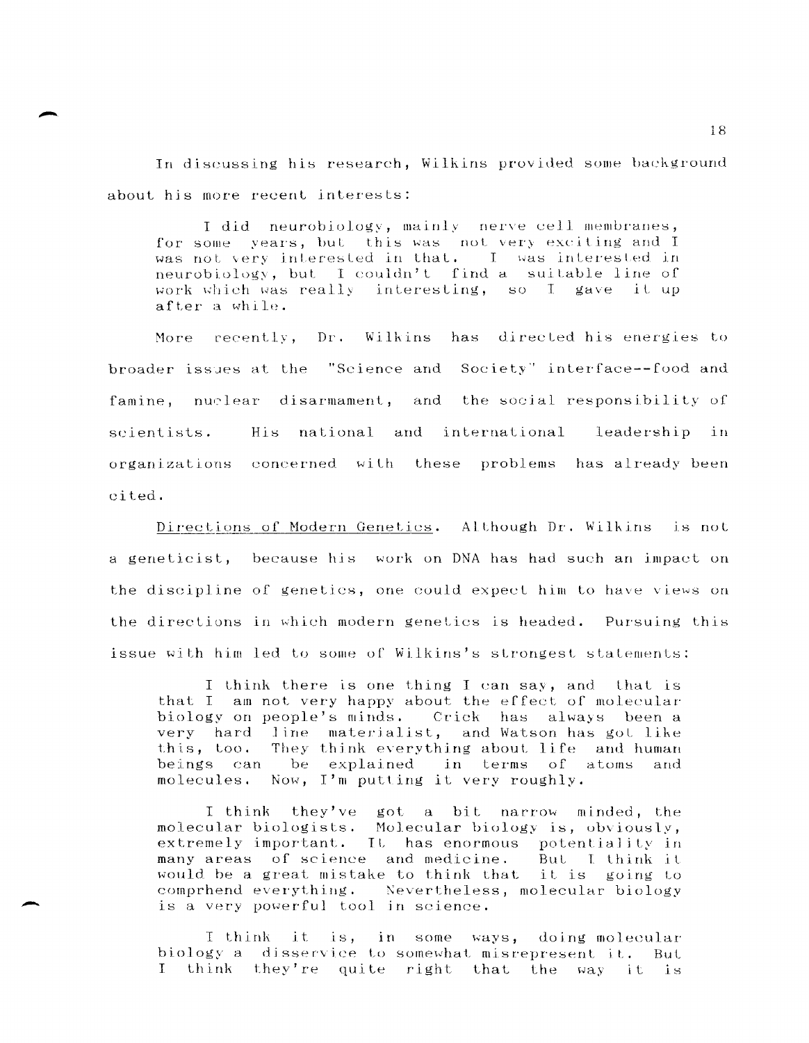In discussing his research, Wilkins provided some background about his more recent interests:

> I did neurobiology, mainly nerve cell membranes, for some years, but this was not very exciting and I was not very interested in that. I was interested in neurobiology, but I couldn't find a suitable line of work which was really interesting, so I gave it up after a while.

More recently, Dr. Wilkins has directed his energies to broader issues at the "Science and Society" interface--food and famine, nuclear disarmament, and the social responsibility of scientists. His national and international leadership in organizations concerned with these problems has already been cited.

<u>Directions of Modern Genetics</u>. Although Dr. Wilkins is not a geneticist, because his work on DNA has had such an impact on the discipline of genetics, one could expect him to have views on the directions in which modern genetics is headed. Pursuing this issue with him led to some of Wilkins's strongest statements:

> I think there is one thing I can say, and that is that I am not very happy about the effect of molecular biology on people's minds. Crick has always been a very hard line materialist, and Watson has got like this, too. They think everything about life and human beings can be explained in terms of atoms and molecules. Now, I'm putting it very roughly.
>
> I think they've got a bit narrow minded, the molecular biologists. Molecular biology is, obviously, extremely important. It has enormous potentiality in many areas of science and medicine. But I think it would be a great mistake to think that it is going to comprhend everything. Nevertheless, molecular biology is a very powerful tool in science.
>
> I think it is, in some ways, doing molecular biology a disservice to somewhat misrepresent it. But I think they're quite right that the way it is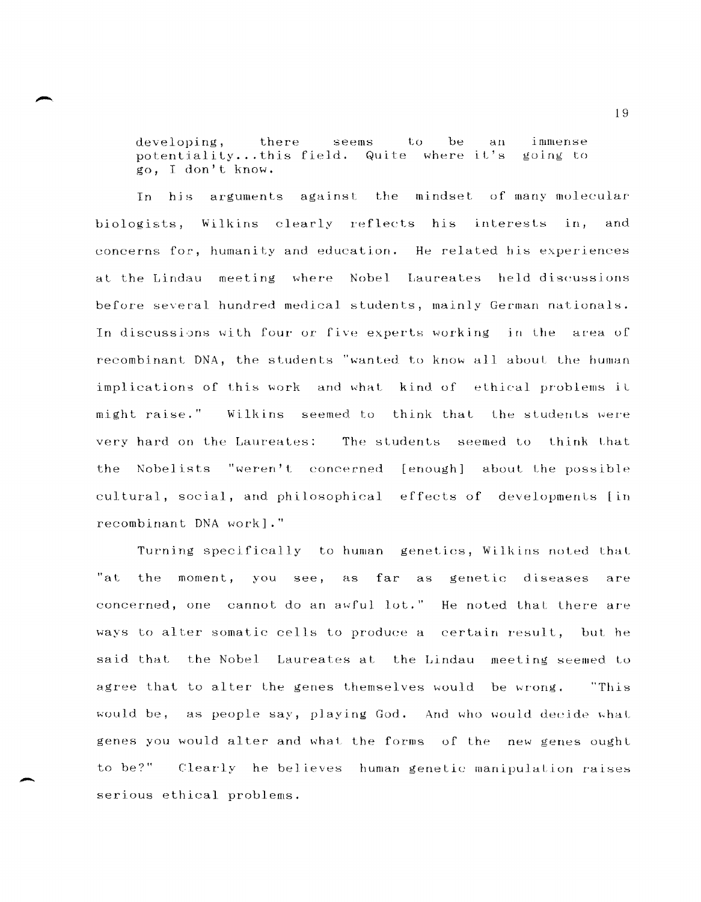> developing, there seems to be an immense potentiality...this field. Quite where it's going to go, I don't know.

In his arguments against the mindset of many molecular biologists, Wilkins clearly reflects his interests in, and concerns for, humanity and education. He related his experiences at the Lindau meeting where Nobel Laureates held discussions before several hundred medical students, mainly German nationals. In discussions with four or five experts working in the area of recombinant DNA, the students "wanted to know all about the human implications of this work and what kind of ethical problems it might raise." Wilkins seemed to think that the students were very hard on the Laureates: The students seemed to think that the Nobelists "weren't concerned [enough] about the possible cultural, social, and philosophical effects of developments [in recombinant DNA work]."

Turning specifically to human genetics, Wilkins noted that "at the moment, you see, as far as genetic diseases are concerned, one cannot do an awful lot." He noted that there are ways to alter somatic cells to produce a certain result, but he said that the Nobel Laureates at the Lindau meeting seemed to agree that to alter the genes themselves would be wrong. "This would be, as people say, playing God. And who would decide what genes you would alter and what the forms of the new genes ought to be?" Clearly he believes human genetic manipulation raises serious ethical problems.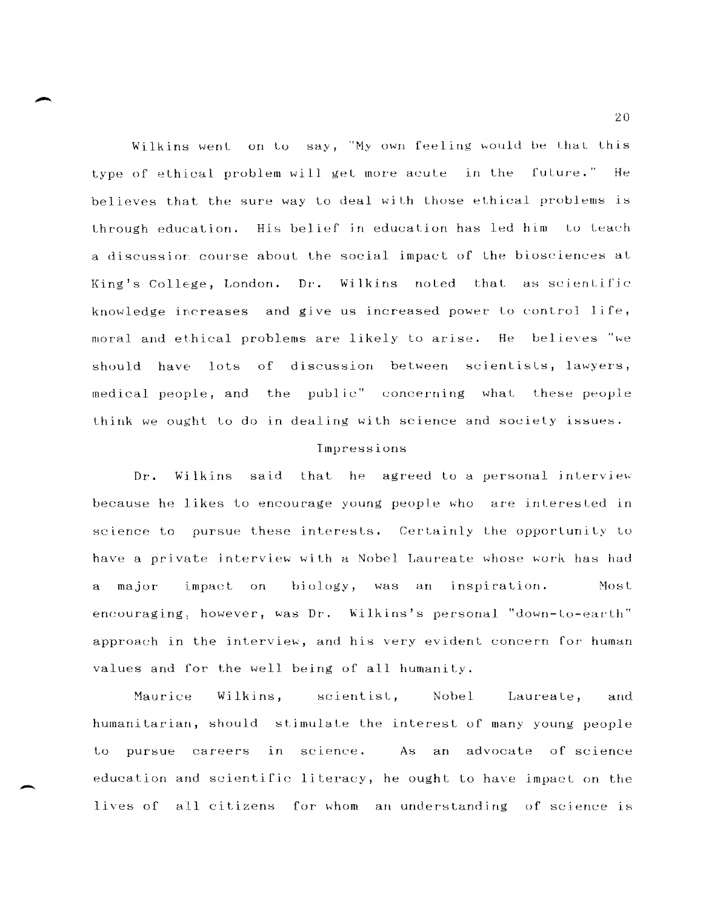Wilkins went on to say, "My own feeling would be that this type of ethical problem will get more acute in the future." He believes that the sure way to deal with those ethical problems is through education. His belief in education has led him to teach a discussion course about the social impact of the biosciences at King's College, London. Dr. Wilkins noted that as scientific knowledge increases and give us increased power to control life, moral and ethical problems are likely to arise. He believes "we should have lots of discussion between scientists, lawyers, medical people, and the public" concerning what these people think we ought to do in dealing with science and society issues.

## Impressions

Dr. Wilkins said that he agreed to a personal interview because he likes to encourage young people who are interested in science to pursue these interests. Certainly the opportunity to have a private interview with a Nobel Laureate whose work has had a major impact on biology, was an inspiration. Most encouraging, however, was Dr. Wilkins's personal "down-to-earth" approach in the interview, and his very evident concern for human values and for the well being of all humanity.

Maurice Wilkins, scientist, Nobel Laureate, and humanitarian, should stimulate the interest of many young people to pursue careers in science. As an advocate of science education and scientific literacy, he ought to have impact on the lives of all citizens for whom an understanding of science is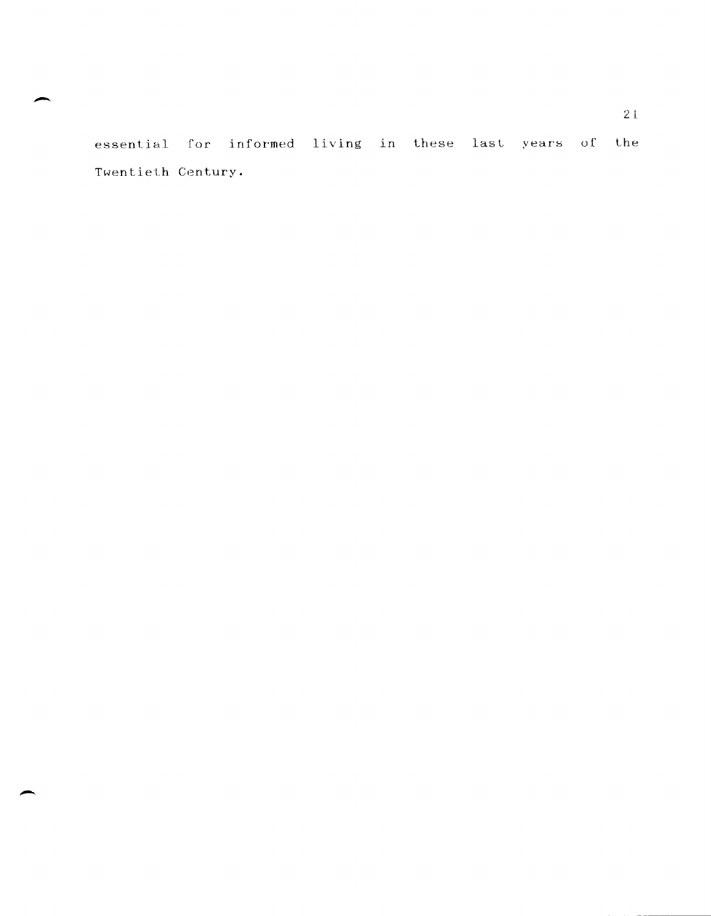essential for informed living in these last years of the Twentieth Century.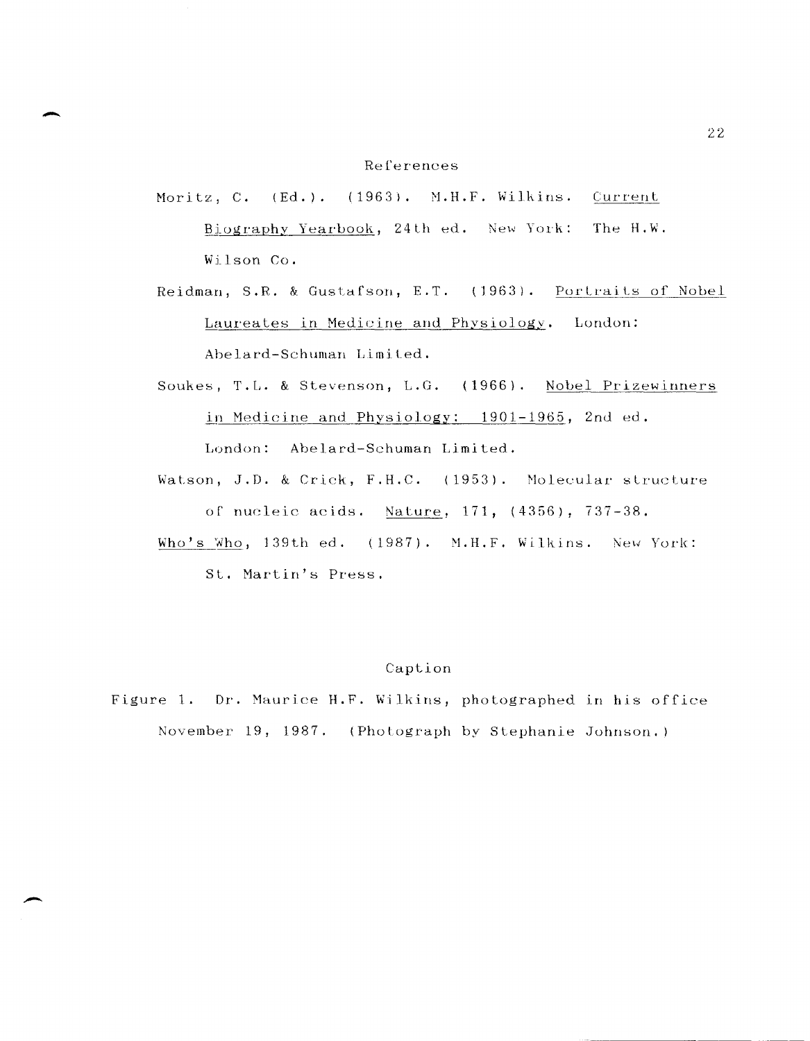## References

Moritz, C. (Ed.). (1963). M.H.F. Wilkins. Current Biography Yearbook, 24th ed. New York: The H.W. Wilson Co.

Reidman, S.R. & Gustafson, E.T. (1963). Portraits of Nobel Laureates in Medicine and Physiology. London: Abelard-Schuman Limited.

Soukes, T.L. & Stevenson, L.G. (1966). Nobel Prizewinners in Medicine and Physiology: 1901-1965, 2nd ed. London: Abelard-Schuman Limited.

Watson, J.D. & Crick, F.H.C. (1953). Molecular structure of nucleic acids. Nature, 171, (4356), 737-38.

Who's Who, 139th ed. (1987). M.H.F. Wilkins. New York: St. Martin's Press.

## Caption

Figure 1. Dr. Maurice H.F. Wilkins, photographed in his office November 19, 1987. (Photograph by Stephanie Johnson.)